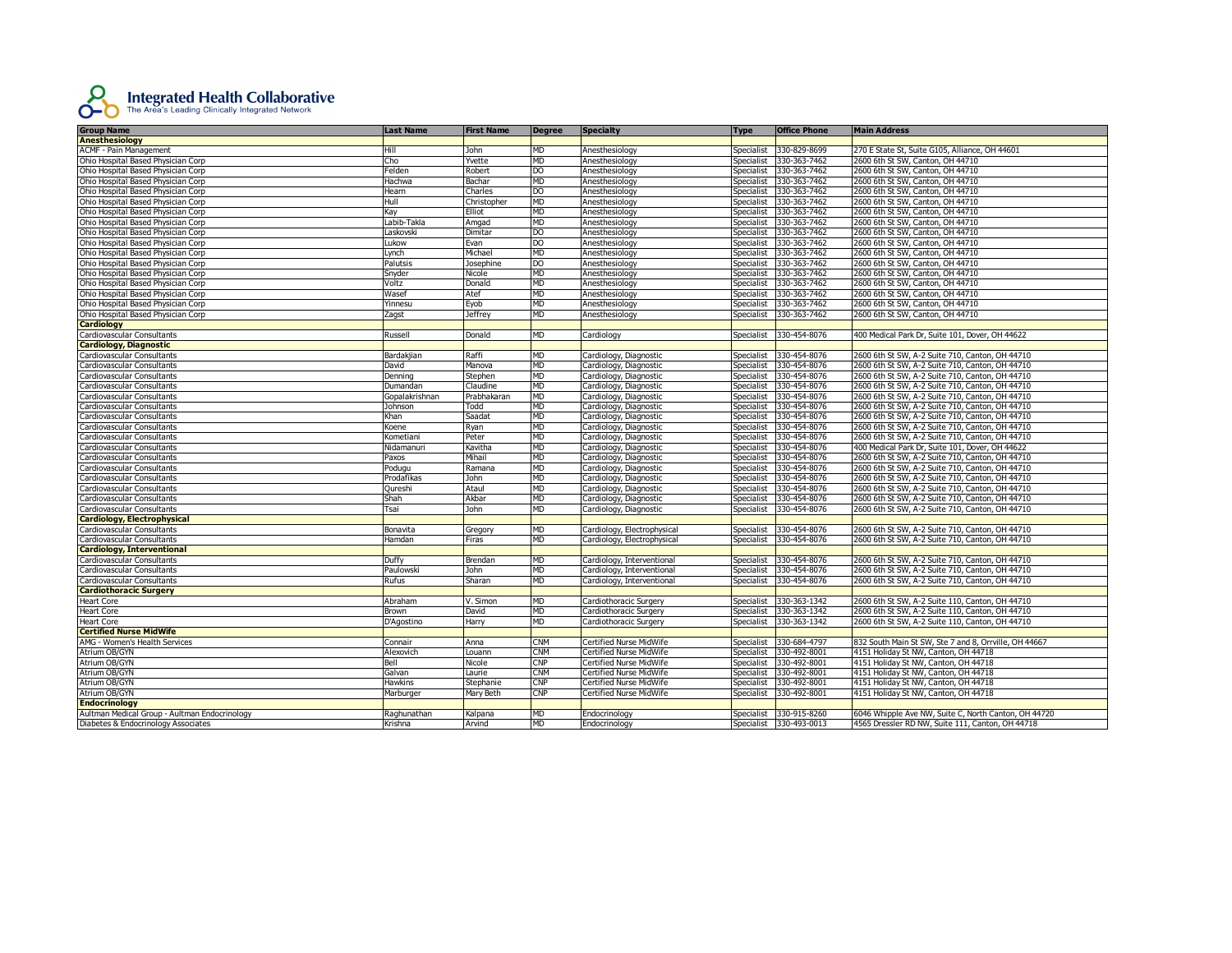# Integrated Health Collaborative

The Area's Leading Clinically Integrated Network

| Group Name | Last Name | First Name | Degree | Specialty | Type | Office Phone | Main Address |
|---|---|---|---|---|---|---|---|
| **Anesthesiology** | | | | | | | |
| ACMF - Pain Management | Hill | John | MD | Anesthesiology | Specialist | 330-829-8699 | 270 E State St, Suite G105, Alliance, OH 44601 |
| Ohio Hospital Based Physician Corp | Cho | Yvette | MD | Anesthesiology | Specialist | 330-363-7462 | 2600 6th St SW, Canton, OH 44710 |
| Ohio Hospital Based Physician Corp | Felden | Robert | DO | Anesthesiology | Specialist | 330-363-7462 | 2600 6th St SW, Canton, OH 44710 |
| Ohio Hospital Based Physician Corp | Hachwa | Bachar | MD | Anesthesiology | Specialist | 330-363-7462 | 2600 6th St SW, Canton, OH 44710 |
| Ohio Hospital Based Physician Corp | Hearn | Charles | DO | Anesthesiology | Specialist | 330-363-7462 | 2600 6th St SW, Canton, OH 44710 |
| Ohio Hospital Based Physician Corp | Hull | Christopher | MD | Anesthesiology | Specialist | 330-363-7462 | 2600 6th St SW, Canton, OH 44710 |
| Ohio Hospital Based Physician Corp | Kay | Elliot | MD | Anesthesiology | Specialist | 330-363-7462 | 2600 6th St SW, Canton, OH 44710 |
| Ohio Hospital Based Physician Corp | Labib-Takla | Amgad | MD | Anesthesiology | Specialist | 330-363-7462 | 2600 6th St SW, Canton, OH 44710 |
| Ohio Hospital Based Physician Corp | Laskovski | Dimitar | DO | Anesthesiology | Specialist | 330-363-7462 | 2600 6th St SW, Canton, OH 44710 |
| Ohio Hospital Based Physician Corp | Lukow | Evan | DO | Anesthesiology | Specialist | 330-363-7462 | 2600 6th St SW, Canton, OH 44710 |
| Ohio Hospital Based Physician Corp | Lynch | Michael | MD | Anesthesiology | Specialist | 330-363-7462 | 2600 6th St SW, Canton, OH 44710 |
| Ohio Hospital Based Physician Corp | Palutsis | Josephine | DO | Anesthesiology | Specialist | 330-363-7462 | 2600 6th St SW, Canton, OH 44710 |
| Ohio Hospital Based Physician Corp | Snyder | Nicole | MD | Anesthesiology | Specialist | 330-363-7462 | 2600 6th St SW, Canton, OH 44710 |
| Ohio Hospital Based Physician Corp | Voltz | Donald | MD | Anesthesiology | Specialist | 330-363-7462 | 2600 6th St SW, Canton, OH 44710 |
| Ohio Hospital Based Physician Corp | Wasef | Atef | MD | Anesthesiology | Specialist | 330-363-7462 | 2600 6th St SW, Canton, OH 44710 |
| Ohio Hospital Based Physician Corp | Yinnesu | Eyob | MD | Anesthesiology | Specialist | 330-363-7462 | 2600 6th St SW, Canton, OH 44710 |
| Ohio Hospital Based Physician Corp | Zagst | Jeffrey | MD | Anesthesiology | Specialist | 330-363-7462 | 2600 6th St SW, Canton, OH 44710 |
| **Cardiology** | | | | | | | |
| Cardiovascular Consultants | Russell | Donald | MD | Cardiology | Specialist | 330-454-8076 | 400 Medical Park Dr, Suite 101, Dover, OH 44622 |
| **Cardiology, Diagnostic** | | | | | | | |
| Cardiovascular Consultants | Bardakjian | Raffi | MD | Cardiology, Diagnostic | Specialist | 330-454-8076 | 2600 6th St SW, A-2 Suite 710, Canton, OH 44710 |
| Cardiovascular Consultants | David | Manova | MD | Cardiology, Diagnostic | Specialist | 330-454-8076 | 2600 6th St SW, A-2 Suite 710, Canton, OH 44710 |
| Cardiovascular Consultants | Denning | Stephen | MD | Cardiology, Diagnostic | Specialist | 330-454-8076 | 2600 6th St SW, A-2 Suite 710, Canton, OH 44710 |
| Cardiovascular Consultants | Dumandan | Claudine | MD | Cardiology, Diagnostic | Specialist | 330-454-8076 | 2600 6th St SW, A-2 Suite 710, Canton, OH 44710 |
| Cardiovascular Consultants | Gopalakrishnan | Prabhakaran | MD | Cardiology, Diagnostic | Specialist | 330-454-8076 | 2600 6th St SW, A-2 Suite 710, Canton, OH 44710 |
| Cardiovascular Consultants | Johnson | Todd | MD | Cardiology, Diagnostic | Specialist | 330-454-8076 | 2600 6th St SW, A-2 Suite 710, Canton, OH 44710 |
| Cardiovascular Consultants | Khan | Saadat | MD | Cardiology, Diagnostic | Specialist | 330-454-8076 | 2600 6th St SW, A-2 Suite 710, Canton, OH 44710 |
| Cardiovascular Consultants | Koene | Ryan | MD | Cardiology, Diagnostic | Specialist | 330-454-8076 | 2600 6th St SW, A-2 Suite 710, Canton, OH 44710 |
| Cardiovascular Consultants | Kometiani | Peter | MD | Cardiology, Diagnostic | Specialist | 330-454-8076 | 2600 6th St SW, A-2 Suite 710, Canton, OH 44710 |
| Cardiovascular Consultants | Nidamanuri | Kavitha | MD | Cardiology, Diagnostic | Specialist | 330-454-8076 | 400 Medical Park Dr, Suite 101, Dover, OH 44622 |
| Cardiovascular Consultants | Paxos | Mihail | MD | Cardiology, Diagnostic | Specialist | 330-454-8076 | 2600 6th St SW, A-2 Suite 710, Canton, OH 44710 |
| Cardiovascular Consultants | Podugu | Ramana | MD | Cardiology, Diagnostic | Specialist | 330-454-8076 | 2600 6th St SW, A-2 Suite 710, Canton, OH 44710 |
| Cardiovascular Consultants | Prodafikas | John | MD | Cardiology, Diagnostic | Specialist | 330-454-8076 | 2600 6th St SW, A-2 Suite 710, Canton, OH 44710 |
| Cardiovascular Consultants | Qureshi | Ataul | MD | Cardiology, Diagnostic | Specialist | 330-454-8076 | 2600 6th St SW, A-2 Suite 710, Canton, OH 44710 |
| Cardiovascular Consultants | Shah | Akbar | MD | Cardiology, Diagnostic | Specialist | 330-454-8076 | 2600 6th St SW, A-2 Suite 710, Canton, OH 44710 |
| Cardiovascular Consultants | Tsai | John | MD | Cardiology, Diagnostic | Specialist | 330-454-8076 | 2600 6th St SW, A-2 Suite 710, Canton, OH 44710 |
| **Cardiology, Electrophysical** | | | | | | | |
| Cardiovascular Consultants | Bonavita | Gregory | MD | Cardiology, Electrophysical | Specialist | 330-454-8076 | 2600 6th St SW, A-2 Suite 710, Canton, OH 44710 |
| Cardiovascular Consultants | Hamdan | Firas | MD | Cardiology, Electrophysical | Specialist | 330-454-8076 | 2600 6th St SW, A-2 Suite 710, Canton, OH 44710 |
| **Cardiology, Interventional** | | | | | | | |
| Cardiovascular Consultants | Duffy | Brendan | MD | Cardiology, Interventional | Specialist | 330-454-8076 | 2600 6th St SW, A-2 Suite 710, Canton, OH 44710 |
| Cardiovascular Consultants | Paulowski | John | MD | Cardiology, Interventional | Specialist | 330-454-8076 | 2600 6th St SW, A-2 Suite 710, Canton, OH 44710 |
| Cardiovascular Consultants | Rufus | Sharan | MD | Cardiology, Interventional | Specialist | 330-454-8076 | 2600 6th St SW, A-2 Suite 710, Canton, OH 44710 |
| **Cardiothoracic Surgery** | | | | | | | |
| Heart Core | Abraham | V. Simon | MD | Cardiothoracic Surgery | Specialist | 330-363-1342 | 2600 6th St SW, A-2 Suite 110, Canton, OH 44710 |
| Heart Core | Brown | David | MD | Cardiothoracic Surgery | Specialist | 330-363-1342 | 2600 6th St SW, A-2 Suite 110, Canton, OH 44710 |
| Heart Core | D'Agostino | Harry | MD | Cardiothoracic Surgery | Specialist | 330-363-1342 | 2600 6th St SW, A-2 Suite 110, Canton, OH 44710 |
| **Certified Nurse MidWife** | | | | | | | |
| AMG - Women's Health Services | Connair | Anna | CNM | Certified Nurse MidWife | Specialist | 330-684-4797 | 832 South Main St SW, Ste 7 and 8, Orrville, OH 44667 |
| Atrium OB/GYN | Alexovich | Louann | CNM | Certified Nurse MidWife | Specialist | 330-492-8001 | 4151 Holiday St NW, Canton, OH 44718 |
| Atrium OB/GYN | Bell | Nicole | CNP | Certified Nurse MidWife | Specialist | 330-492-8001 | 4151 Holiday St NW, Canton, OH 44718 |
| Atrium OB/GYN | Galvan | Laurie | CNM | Certified Nurse MidWife | Specialist | 330-492-8001 | 4151 Holiday St NW, Canton, OH 44718 |
| Atrium OB/GYN | Hawkins | Stephanie | CNP | Certified Nurse MidWife | Specialist | 330-492-8001 | 4151 Holiday St NW, Canton, OH 44718 |
| Atrium OB/GYN | Marburger | Mary Beth | CNP | Certified Nurse MidWife | Specialist | 330-492-8001 | 4151 Holiday St NW, Canton, OH 44718 |
| **Endocrinology** | | | | | | | |
| Aultman Medical Group - Aultman Endocrinology | Raghunathan | Kalpana | MD | Endocrinology | Specialist | 330-915-8260 | 6046 Whipple Ave NW, Suite C, North Canton, OH 44720 |
| Diabetes & Endocrinology Associates | Krishna | Arvind | MD | Endocrinology | Specialist | 330-493-0013 | 4565 Dressler RD NW, Suite 111, Canton, OH 44718 |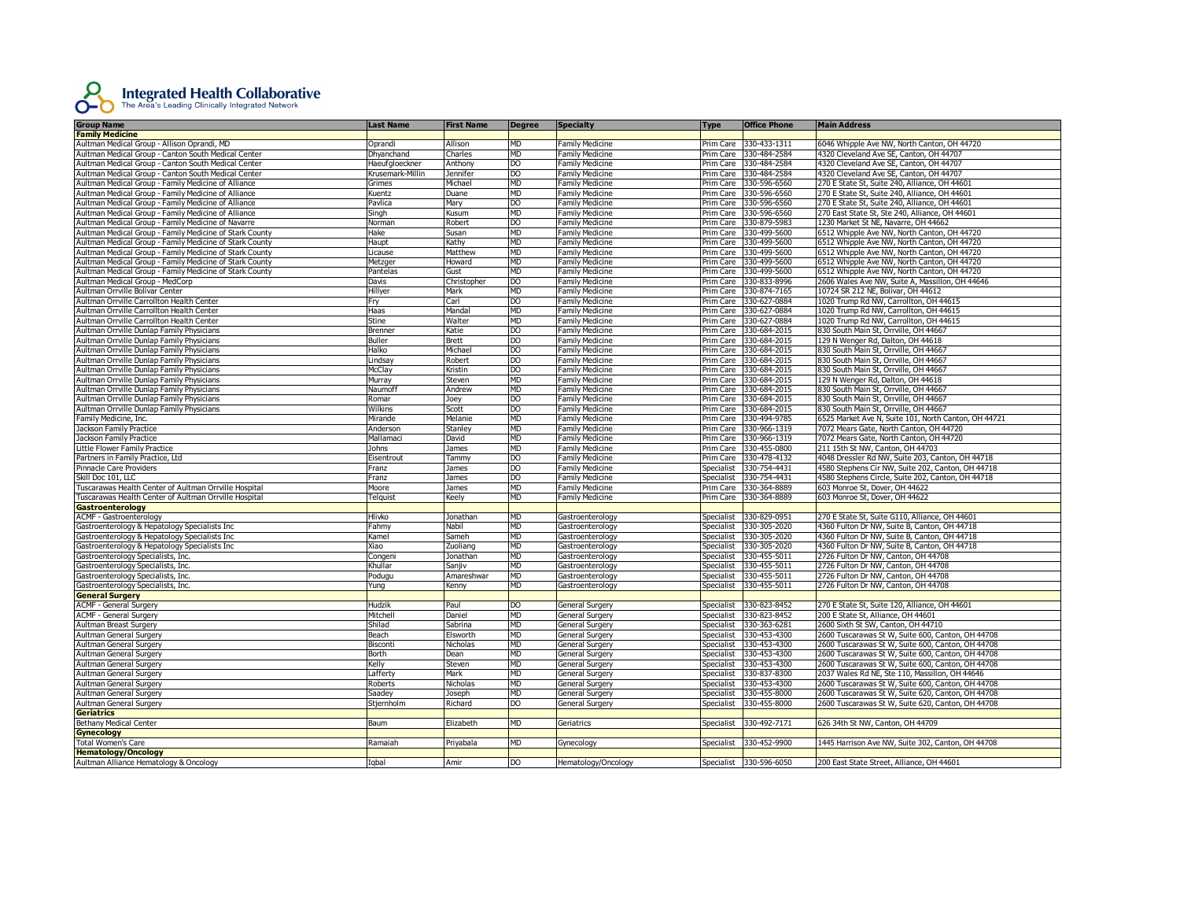**Integrated Health Collaborative**
The Area's Leading Clinically Integrated Network

| Group Name | Last Name | First Name | Degree | Specialty | Type | Office Phone | Main Address |
|---|---|---|---|---|---|---|---|
| **Family Medicine** | | | | | | | |
| Aultman Medical Group - Allison Oprandi, MD | Oprandi | Allison | MD | Family Medicine | Prim Care | 330-433-1311 | 6046 Whipple Ave NW, North Canton, OH 44720 |
| Aultman Medical Group - Canton South Medical Center | Dhyanchand | Charles | MD | Family Medicine | Prim Care | 330-484-2584 | 4320 Cleveland Ave SE, Canton, OH 44707 |
| Aultman Medical Group - Canton South Medical Center | Haeufgloeckner | Anthony | DO | Family Medicine | Prim Care | 330-484-2584 | 4320 Cleveland Ave SE, Canton, OH 44707 |
| Aultman Medical Group - Canton South Medical Center | Krusemark-Millin | Jennifer | DO | Family Medicine | Prim Care | 330-484-2584 | 4320 Cleveland Ave SE, Canton, OH 44707 |
| Aultman Medical Group - Family Medicine of Alliance | Grimes | Michael | MD | Family Medicine | Prim Care | 330-596-6560 | 270 E State St, Suite 240, Alliance, OH 44601 |
| Aultman Medical Group - Family Medicine of Alliance | Kuentz | Duane | MD | Family Medicine | Prim Care | 330-596-6560 | 270 E State St, Suite 240, Alliance, OH 44601 |
| Aultman Medical Group - Family Medicine of Alliance | Pavlica | Mary | DO | Family Medicine | Prim Care | 330-596-6560 | 270 E State St, Suite 240, Alliance, OH 44601 |
| Aultman Medical Group - Family Medicine of Alliance | Singh | Kusum | MD | Family Medicine | Prim Care | 330-596-6560 | 270 East State St, Ste 240, Alliance, OH 44601 |
| Aultman Medical Group - Family Medicine of Navarre | Norman | Robert | DO | Family Medicine | Prim Care | 330-879-5983 | 1230 Market St NE, Navarre, OH 44662 |
| Aultman Medical Group - Family Medicine of Stark County | Hake | Susan | MD | Family Medicine | Prim Care | 330-499-5600 | 6512 Whipple Ave NW, North Canton, OH 44720 |
| Aultman Medical Group - Family Medicine of Stark County | Haupt | Kathy | MD | Family Medicine | Prim Care | 330-499-5600 | 6512 Whipple Ave NW, North Canton, OH 44720 |
| Aultman Medical Group - Family Medicine of Stark County | Licause | Matthew | MD | Family Medicine | Prim Care | 330-499-5600 | 6512 Whipple Ave NW, North Canton, OH 44720 |
| Aultman Medical Group - Family Medicine of Stark County | Metzger | Howard | MD | Family Medicine | Prim Care | 330-499-5600 | 6512 Whipple Ave NW, North Canton, OH 44720 |
| Aultman Medical Group - Family Medicine of Stark County | Pantelas | Gust | MD | Family Medicine | Prim Care | 330-499-5600 | 6512 Whipple Ave NW, North Canton, OH 44720 |
| Aultman Medical Group - MedCorp | Davis | Christopher | DO | Family Medicine | Prim Care | 330-833-8996 | 2606 Wales Ave NW, Suite A, Massillon, OH 44646 |
| Aultman Orrville Bolivar Center | Hillyer | Mark | MD | Family Medicine | Prim Care | 330-874-7165 | 10724 SR 212 NE, Bolivar, OH 44612 |
| Aultman Orrville Carrollton Health Center | Fry | Carl | DO | Family Medicine | Prim Care | 330-627-0884 | 1020 Trump Rd NW, Carrollton, OH 44615 |
| Aultman Orrville Carrollton Health Center | Haas | Mandal | MD | Family Medicine | Prim Care | 330-627-0884 | 1020 Trump Rd NW, Carrollton, OH 44615 |
| Aultman Orrville Carrollton Health Center | Stine | Walter | MD | Family Medicine | Prim Care | 330-627-0884 | 1020 Trump Rd NW, Carrollton, OH 44615 |
| Aultman Orrville Dunlap Family Physicians | Brenner | Katie | DO | Family Medicine | Prim Care | 330-684-2015 | 830 South Main St, Orrville, OH 44667 |
| Aultman Orrville Dunlap Family Physicians | Buller | Brett | DO | Family Medicine | Prim Care | 330-684-2015 | 129 N Wenger Rd, Dalton, OH 44618 |
| Aultman Orrville Dunlap Family Physicians | Halko | Michael | DO | Family Medicine | Prim Care | 330-684-2015 | 830 South Main St, Orrville, OH 44667 |
| Aultman Orrville Dunlap Family Physicians | Lindsay | Robert | DO | Family Medicine | Prim Care | 330-684-2015 | 830 South Main St, Orrville, OH 44667 |
| Aultman Orrville Dunlap Family Physicians | McClay | Kristin | DO | Family Medicine | Prim Care | 330-684-2015 | 830 South Main St, Orrville, OH 44667 |
| Aultman Orrville Dunlap Family Physicians | Murray | Steven | MD | Family Medicine | Prim Care | 330-684-2015 | 129 N Wenger Rd, Dalton, OH 44618 |
| Aultman Orrville Dunlap Family Physicians | Naumoff | Andrew | MD | Family Medicine | Prim Care | 330-684-2015 | 830 South Main St, Orrville, OH 44667 |
| Aultman Orrville Dunlap Family Physicians | Romar | Joey | DO | Family Medicine | Prim Care | 330-684-2015 | 830 South Main St, Orrville, OH 44667 |
| Aultman Orrville Dunlap Family Physicians | Wilkins | Scott | DO | Family Medicine | Prim Care | 330-684-2015 | 830 South Main St, Orrville, OH 44667 |
| Family Medicine, Inc. | Mirande | Melanie | MD | Family Medicine | Prim Care | 330-494-9785 | 6525 Market Ave N, Suite 101, North Canton, OH 44721 |
| Jackson Family Practice | Anderson | Stanley | MD | Family Medicine | Prim Care | 330-966-1319 | 7072 Mears Gate, North Canton, OH 44720 |
| Jackson Family Practice | Mallamaci | David | MD | Family Medicine | Prim Care | 330-966-1319 | 7072 Mears Gate, North Canton, OH 44720 |
| Little Flower Family Practice | Johns | James | MD | Family Medicine | Prim Care | 330-455-0800 | 211 15th St NW, Canton, OH 44703 |
| Partners in Family Practice, Ltd | Eisentrout | Tammy | DO | Family Medicine | Prim Care | 330-478-4132 | 4048 Dressler Rd NW, Suite 203, Canton, OH 44718 |
| Pinnacle Care Providers | Franz | James | DO | Family Medicine | Specialist | 330-754-4431 | 4580 Stephens Cir NW, Suite 202, Canton, OH 44718 |
| Skill Doc 101, LLC | Franz | James | DO | Family Medicine | Specialist | 330-754-4431 | 4580 Stephens Circle, Suite 202, Canton, OH 44718 |
| Tuscarawas Health Center of Aultman Orrville Hospital | Moore | James | MD | Family Medicine | Prim Care | 330-364-8889 | 603 Monroe St, Dover, OH 44622 |
| Tuscarawas Health Center of Aultman Orrville Hospital | Telquist | Keely | MD | Family Medicine | Prim Care | 330-364-8889 | 603 Monroe St, Dover, OH 44622 |
| **Gastroenterology** | | | | | | | |
| ACMF - Gastroenterology | Hlivko | Jonathan | MD | Gastroenterology | Specialist | 330-829-0951 | 270 E State St, Suite G110, Alliance, OH 44601 |
| Gastroenterology & Hepatology Specialists Inc | Fahmy | Nabil | MD | Gastroenterology | Specialist | 330-305-2020 | 4360 Fulton Dr NW, Suite B, Canton, OH 44718 |
| Gastroenterology & Hepatology Specialists Inc | Kamel | Sameh | MD | Gastroenterology | Specialist | 330-305-2020 | 4360 Fulton Dr NW, Suite B, Canton, OH 44718 |
| Gastroenterology & Hepatology Specialists Inc | Xiao | Zuoliang | MD | Gastroenterology | Specialist | 330-305-2020 | 4360 Fulton Dr NW, Suite B, Canton, OH 44718 |
| Gastroenterology Specialists, Inc. | Congeni | Jonathan | MD | Gastroenterology | Specialist | 330-455-5011 | 2726 Fulton Dr NW, Canton, OH 44708 |
| Gastroenterology Specialists, Inc. | Khullar | Sanjiv | MD | Gastroenterology | Specialist | 330-455-5011 | 2726 Fulton Dr NW, Canton, OH 44708 |
| Gastroenterology Specialists, Inc. | Podugu | Amareshwar | MD | Gastroenterology | Specialist | 330-455-5011 | 2726 Fulton Dr NW, Canton, OH 44708 |
| Gastroenterology Specialists, Inc. | Yung | Kenny | MD | Gastroenterology | Specialist | 330-455-5011 | 2726 Fulton Dr NW, Canton, OH 44708 |
| **General Surgery** | | | | | | | |
| ACMF - General Surgery | Hudzik | Paul | DO | General Surgery | Specialist | 330-823-8452 | 270 E State St, Suite 120, Alliance, OH 44601 |
| ACMF - General Surgery | Mitchell | Daniel | MD | General Surgery | Specialist | 330-823-8452 | 200 E State St, Alliance, OH 44601 |
| Aultman Breast Surgery | Shilad | Sabrina | MD | General Surgery | Specialist | 330-363-6281 | 2600 Sixth St SW, Canton, OH 44710 |
| Aultman General Surgery | Beach | Elsworth | MD | General Surgery | Specialist | 330-453-4300 | 2600 Tuscarawas St W, Suite 600, Canton, OH 44708 |
| Aultman General Surgery | Bisconti | Nicholas | MD | General Surgery | Specialist | 330-453-4300 | 2600 Tuscarawas St W, Suite 600, Canton, OH 44708 |
| Aultman General Surgery | Borth | Dean | MD | General Surgery | Specialist | 330-453-4300 | 2600 Tuscarawas St W, Suite 600, Canton, OH 44708 |
| Aultman General Surgery | Kelly | Steven | MD | General Surgery | Specialist | 330-453-4300 | 2600 Tuscarawas St W, Suite 600, Canton, OH 44708 |
| Aultman General Surgery | Lafferty | Mark | MD | General Surgery | Specialist | 330-837-8300 | 2037 Wales Rd NE, Ste 110, Massillon, OH 44646 |
| Aultman General Surgery | Roberts | Nicholas | MD | General Surgery | Specialist | 330-453-4300 | 2600 Tuscarawas St W, Suite 600, Canton, OH 44708 |
| Aultman General Surgery | Saadey | Joseph | MD | General Surgery | Specialist | 330-455-8000 | 2600 Tuscarawas St W, Suite 620, Canton, OH 44708 |
| Aultman General Surgery | Stjernholm | Richard | DO | General Surgery | Specialist | 330-455-8000 | 2600 Tuscarawas St W, Suite 620, Canton, OH 44708 |
| **Geriatrics** | | | | | | | |
| Bethany Medical Center | Baum | Elizabeth | MD | Geriatrics | Specialist | 330-492-7171 | 626 34th St NW, Canton, OH 44709 |
| **Gynecology** | | | | | | | |
| Total Women's Care | Ramaiah | Priyabala | MD | Gynecology | Specialist | 330-452-9900 | 1445 Harrison Ave NW, Suite 302, Canton, OH 44708 |
| **Hematology/Oncology** | | | | | | | |
| Aultman Alliance Hematology & Oncology | Iqbal | Amir | DO | Hematology/Oncology | Specialist | 330-596-6050 | 200 East State Street, Alliance, OH 44601 |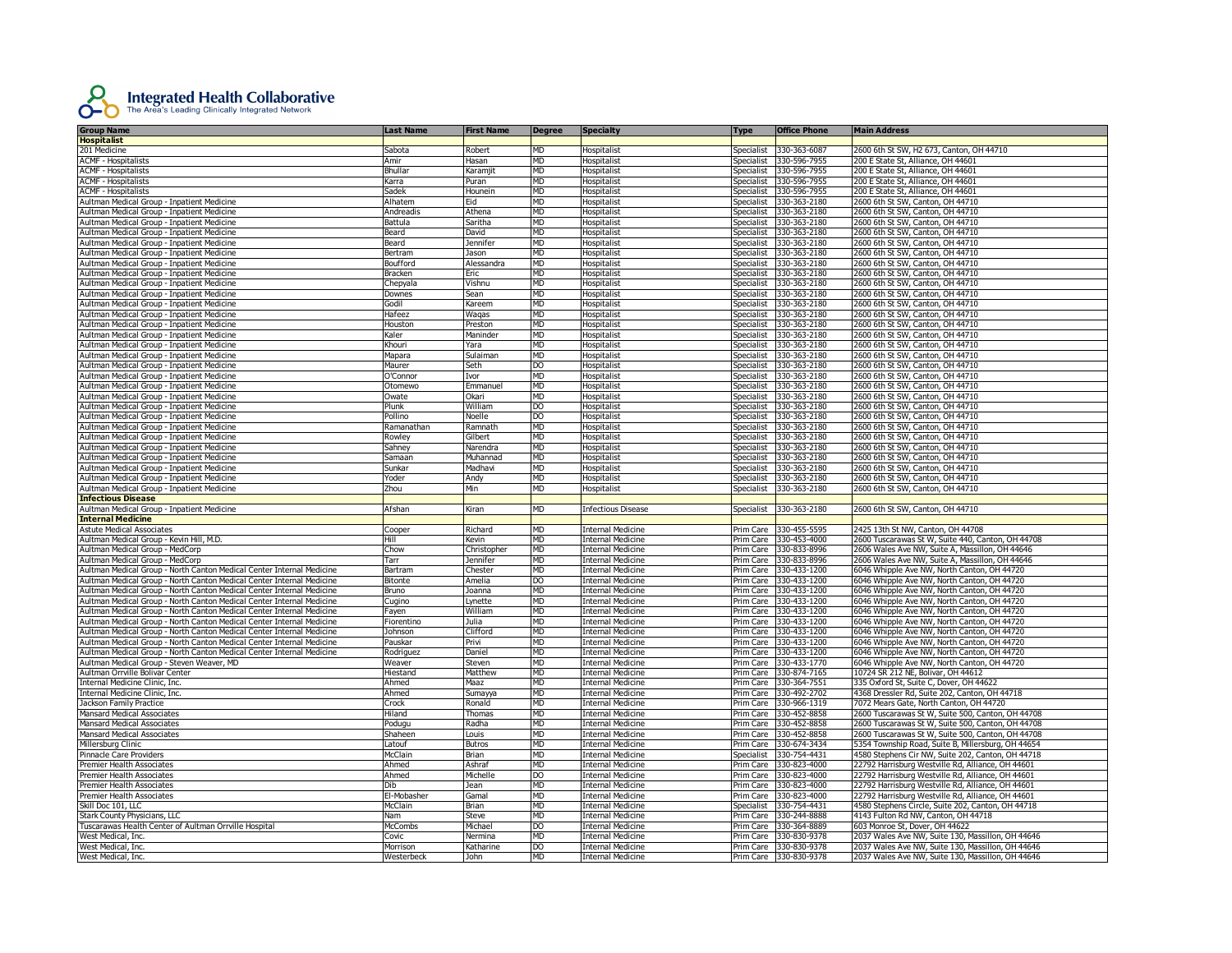**Integrated Health Collaborative**
The Area's Leading Clinically Integrated Network

| Group Name | Last Name | First Name | Degree | Specialty | Type | Office Phone | Main Address |
|---|---|---|---|---|---|---|---|
| **Hospitalist** | | | | | | | |
| 201 Medicine | Sabota | Robert | MD | Hospitalist | Specialist | 330-363-6087 | 2600 6th St SW, H2 673, Canton, OH 44710 |
| ACMF - Hospitalists | Amir | Hasan | MD | Hospitalist | Specialist | 330-596-7955 | 200 E State St, Alliance, OH 44601 |
| ACMF - Hospitalists | Bhullar | Karamjit | MD | Hospitalist | Specialist | 330-596-7955 | 200 E State St, Alliance, OH 44601 |
| ACMF - Hospitalists | Karra | Puran | MD | Hospitalist | Specialist | 330-596-7955 | 200 E State St, Alliance, OH 44601 |
| ACMF - Hospitalists | Sadek | Hounein | MD | Hospitalist | Specialist | 330-596-7955 | 200 E State St, Alliance, OH 44601 |
| Aultman Medical Group - Inpatient Medicine | Alhatem | Eid | MD | Hospitalist | Specialist | 330-363-2180 | 2600 6th St SW, Canton, OH 44710 |
| Aultman Medical Group - Inpatient Medicine | Andreadis | Athena | MD | Hospitalist | Specialist | 330-363-2180 | 2600 6th St SW, Canton, OH 44710 |
| Aultman Medical Group - Inpatient Medicine | Battula | Saritha | MD | Hospitalist | Specialist | 330-363-2180 | 2600 6th St SW, Canton, OH 44710 |
| Aultman Medical Group - Inpatient Medicine | Beard | David | MD | Hospitalist | Specialist | 330-363-2180 | 2600 6th St SW, Canton, OH 44710 |
| Aultman Medical Group - Inpatient Medicine | Beard | Jennifer | MD | Hospitalist | Specialist | 330-363-2180 | 2600 6th St SW, Canton, OH 44710 |
| Aultman Medical Group - Inpatient Medicine | Bertram | Jason | MD | Hospitalist | Specialist | 330-363-2180 | 2600 6th St SW, Canton, OH 44710 |
| Aultman Medical Group - Inpatient Medicine | Boufford | Alessandra | MD | Hospitalist | Specialist | 330-363-2180 | 2600 6th St SW, Canton, OH 44710 |
| Aultman Medical Group - Inpatient Medicine | Bracken | Eric | MD | Hospitalist | Specialist | 330-363-2180 | 2600 6th St SW, Canton, OH 44710 |
| Aultman Medical Group - Inpatient Medicine | Chepyala | Vishnu | MD | Hospitalist | Specialist | 330-363-2180 | 2600 6th St SW, Canton, OH 44710 |
| Aultman Medical Group - Inpatient Medicine | Downes | Sean | MD | Hospitalist | Specialist | 330-363-2180 | 2600 6th St SW, Canton, OH 44710 |
| Aultman Medical Group - Inpatient Medicine | Godil | Kareem | MD | Hospitalist | Specialist | 330-363-2180 | 2600 6th St SW, Canton, OH 44710 |
| Aultman Medical Group - Inpatient Medicine | Hafeez | Waqas | MD | Hospitalist | Specialist | 330-363-2180 | 2600 6th St SW, Canton, OH 44710 |
| Aultman Medical Group - Inpatient Medicine | Houston | Preston | MD | Hospitalist | Specialist | 330-363-2180 | 2600 6th St SW, Canton, OH 44710 |
| Aultman Medical Group - Inpatient Medicine | Kaler | Maninder | MD | Hospitalist | Specialist | 330-363-2180 | 2600 6th St SW, Canton, OH 44710 |
| Aultman Medical Group - Inpatient Medicine | Khouri | Yara | MD | Hospitalist | Specialist | 330-363-2180 | 2600 6th St SW, Canton, OH 44710 |
| Aultman Medical Group - Inpatient Medicine | Mapara | Sulaiman | MD | Hospitalist | Specialist | 330-363-2180 | 2600 6th St SW, Canton, OH 44710 |
| Aultman Medical Group - Inpatient Medicine | Maurer | Seth | DO | Hospitalist | Specialist | 330-363-2180 | 2600 6th St SW, Canton, OH 44710 |
| Aultman Medical Group - Inpatient Medicine | O'Connor | Ivor | MD | Hospitalist | Specialist | 330-363-2180 | 2600 6th St SW, Canton, OH 44710 |
| Aultman Medical Group - Inpatient Medicine | Otomewo | Emmanuel | MD | Hospitalist | Specialist | 330-363-2180 | 2600 6th St SW, Canton, OH 44710 |
| Aultman Medical Group - Inpatient Medicine | Owate | Okari | MD | Hospitalist | Specialist | 330-363-2180 | 2600 6th St SW, Canton, OH 44710 |
| Aultman Medical Group - Inpatient Medicine | Plunk | William | DO | Hospitalist | Specialist | 330-363-2180 | 2600 6th St SW, Canton, OH 44710 |
| Aultman Medical Group - Inpatient Medicine | Pollino | Noelle | DO | Hospitalist | Specialist | 330-363-2180 | 2600 6th St SW, Canton, OH 44710 |
| Aultman Medical Group - Inpatient Medicine | Ramanathan | Ramnath | MD | Hospitalist | Specialist | 330-363-2180 | 2600 6th St SW, Canton, OH 44710 |
| Aultman Medical Group - Inpatient Medicine | Rowley | Gilbert | MD | Hospitalist | Specialist | 330-363-2180 | 2600 6th St SW, Canton, OH 44710 |
| Aultman Medical Group - Inpatient Medicine | Sahney | Narendra | MD | Hospitalist | Specialist | 330-363-2180 | 2600 6th St SW, Canton, OH 44710 |
| Aultman Medical Group - Inpatient Medicine | Samaan | Muhannad | MD | Hospitalist | Specialist | 330-363-2180 | 2600 6th St SW, Canton, OH 44710 |
| Aultman Medical Group - Inpatient Medicine | Sunkar | Madhavi | MD | Hospitalist | Specialist | 330-363-2180 | 2600 6th St SW, Canton, OH 44710 |
| Aultman Medical Group - Inpatient Medicine | Yoder | Andy | MD | Hospitalist | Specialist | 330-363-2180 | 2600 6th St SW, Canton, OH 44710 |
| Aultman Medical Group - Inpatient Medicine | Zhou | Min | MD | Hospitalist | Specialist | 330-363-2180 | 2600 6th St SW, Canton, OH 44710 |
| **Infectious Disease** | | | | | | | |
| Aultman Medical Group - Inpatient Medicine | Afshan | Kiran | MD | Infectious Disease | Specialist | 330-363-2180 | 2600 6th St SW, Canton, OH 44710 |
| **Internal Medicine** | | | | | | | |
| Astute Medical Associates | Cooper | Richard | MD | Internal Medicine | Prim Care | 330-455-5595 | 2425 13th St NW, Canton, OH 44708 |
| Aultman Medical Group - Kevin Hill, M.D. | Hill | Kevin | MD | Internal Medicine | Prim Care | 330-453-4000 | 2600 Tuscarawas St W, Suite 440, Canton, OH 44708 |
| Aultman Medical Group - MedCorp | Chow | Christopher | MD | Internal Medicine | Prim Care | 330-833-8996 | 2606 Wales Ave NW, Suite A, Massillon, OH 44646 |
| Aultman Medical Group - MedCorp | Tarr | Jennifer | MD | Internal Medicine | Prim Care | 330-833-8996 | 2606 Wales Ave NW, Suite A, Massillon, OH 44646 |
| Aultman Medical Group - North Canton Medical Center Internal Medicine | Bartram | Chester | MD | Internal Medicine | Prim Care | 330-433-1200 | 6046 Whipple Ave NW, North Canton, OH 44720 |
| Aultman Medical Group - North Canton Medical Center Internal Medicine | Bitonte | Amelia | DO | Internal Medicine | Prim Care | 330-433-1200 | 6046 Whipple Ave NW, North Canton, OH 44720 |
| Aultman Medical Group - North Canton Medical Center Internal Medicine | Bruno | Joanna | MD | Internal Medicine | Prim Care | 330-433-1200 | 6046 Whipple Ave NW, North Canton, OH 44720 |
| Aultman Medical Group - North Canton Medical Center Internal Medicine | Cugino | Lynette | MD | Internal Medicine | Prim Care | 330-433-1200 | 6046 Whipple Ave NW, North Canton, OH 44720 |
| Aultman Medical Group - North Canton Medical Center Internal Medicine | Fayen | William | MD | Internal Medicine | Prim Care | 330-433-1200 | 6046 Whipple Ave NW, North Canton, OH 44720 |
| Aultman Medical Group - North Canton Medical Center Internal Medicine | Fiorentino | Julia | MD | Internal Medicine | Prim Care | 330-433-1200 | 6046 Whipple Ave NW, North Canton, OH 44720 |
| Aultman Medical Group - North Canton Medical Center Internal Medicine | Johnson | Clifford | MD | Internal Medicine | Prim Care | 330-433-1200 | 6046 Whipple Ave NW, North Canton, OH 44720 |
| Aultman Medical Group - North Canton Medical Center Internal Medicine | Pauskar | Privi | MD | Internal Medicine | Prim Care | 330-433-1200 | 6046 Whipple Ave NW, North Canton, OH 44720 |
| Aultman Medical Group - North Canton Medical Center Internal Medicine | Rodriguez | Daniel | MD | Internal Medicine | Prim Care | 330-433-1200 | 6046 Whipple Ave NW, North Canton, OH 44720 |
| Aultman Medical Group - Steven Weaver, MD | Weaver | Steven | MD | Internal Medicine | Prim Care | 330-433-1770 | 6046 Whipple Ave NW, North Canton, OH 44720 |
| Aultman Orrville Bolivar Center | Hiestand | Matthew | MD | Internal Medicine | Prim Care | 330-874-7165 | 10724 SR 212 NE, Bolivar, OH 44612 |
| Internal Medicine Clinic, Inc. | Ahmed | Maaz | MD | Internal Medicine | Prim Care | 330-364-7551 | 335 Oxford St, Suite C, Dover, OH 44622 |
| Internal Medicine Clinic, Inc. | Ahmed | Sumayya | MD | Internal Medicine | Prim Care | 330-492-2702 | 4368 Dressler Rd, Suite 202, Canton, OH 44718 |
| Jackson Family Practice | Crock | Ronald | MD | Internal Medicine | Prim Care | 330-966-1319 | 7072 Mears Gate, North Canton, OH 44720 |
| Mansard Medical Associates | Hiland | Thomas | MD | Internal Medicine | Prim Care | 330-452-8858 | 2600 Tuscarawas St W, Suite 500, Canton, OH 44708 |
| Mansard Medical Associates | Podugu | Radha | MD | Internal Medicine | Prim Care | 330-452-8858 | 2600 Tuscarawas St W, Suite 500, Canton, OH 44708 |
| Mansard Medical Associates | Shaheen | Louis | MD | Internal Medicine | Prim Care | 330-452-8858 | 2600 Tuscarawas St W, Suite 500, Canton, OH 44708 |
| Millersburg Clinic | Latouf | Butros | MD | Internal Medicine | Prim Care | 330-674-3434 | 5354 Township Road, Suite B, Millersburg, OH 44654 |
| Pinnacle Care Providers | McClain | Brian | MD | Internal Medicine | Specialist | 330-754-4431 | 4580 Stephens Cir NW, Suite 202, Canton, OH 44718 |
| Premier Health Associates | Ahmed | Ashraf | MD | Internal Medicine | Prim Care | 330-823-4000 | 22792 Harrisburg Westville Rd, Alliance, OH 44601 |
| Premier Health Associates | Ahmed | Michelle | DO | Internal Medicine | Prim Care | 330-823-4000 | 22792 Harrisburg Westville Rd, Alliance, OH 44601 |
| Premier Health Associates | Dib | Jean | MD | Internal Medicine | Prim Care | 330-823-4000 | 22792 Harrisburg Westville Rd, Alliance, OH 44601 |
| Premier Health Associates | El-Mobasher | Gamal | MD | Internal Medicine | Prim Care | 330-823-4000 | 22792 Harrisburg Westville Rd, Alliance, OH 44601 |
| Skill Doc 101, LLC | McClain | Brian | MD | Internal Medicine | Specialist | 330-754-4431 | 4580 Stephens Circle, Suite 202, Canton, OH 44718 |
| Stark County Physicians, LLC | Nam | Steve | MD | Internal Medicine | Prim Care | 330-244-8888 | 4143 Fulton Rd NW, Canton, OH 44718 |
| Tuscarawas Health Center of Aultman Orrville Hospital | McCombs | Michael | DO | Internal Medicine | Prim Care | 330-364-8889 | 603 Monroe St, Dover, OH 44622 |
| West Medical, Inc. | Covic | Nermina | MD | Internal Medicine | Prim Care | 330-830-9378 | 2037 Wales Ave NW, Suite 130, Massillon, OH 44646 |
| West Medical, Inc. | Morrison | Katharine | DO | Internal Medicine | Prim Care | 330-830-9378 | 2037 Wales Ave NW, Suite 130, Massillon, OH 44646 |
| West Medical, Inc. | Westerbeck | John | MD | Internal Medicine | Prim Care | 330-830-9378 | 2037 Wales Ave NW, Suite 130, Massillon, OH 44646 |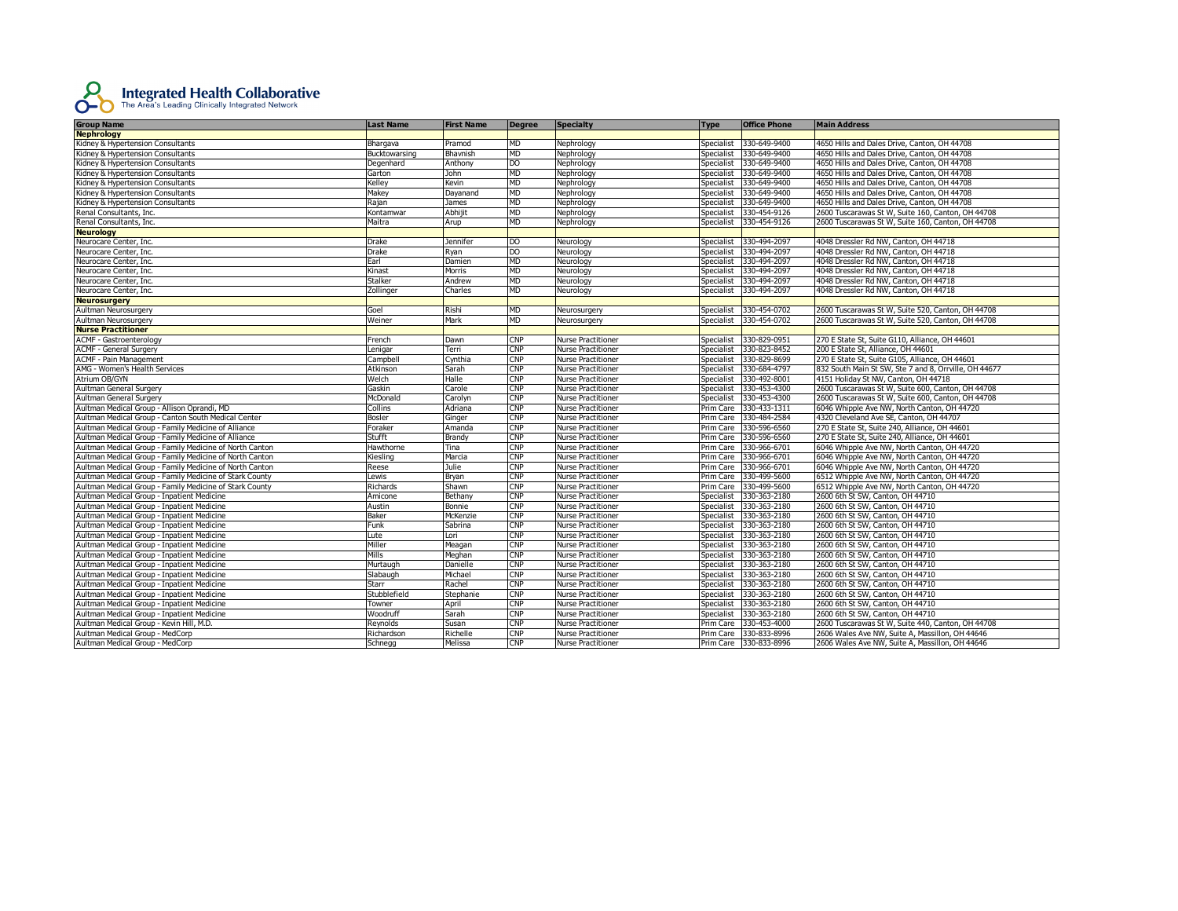**Integrated Health Collaborative**
The Area's Leading Clinically Integrated Network

| Group Name | Last Name | First Name | Degree | Specialty | Type | Office Phone | Main Address |
|---|---|---|---|---|---|---|---|
| **Nephrology** | | | | | | | |
| Kidney & Hypertension Consultants | Bhargava | Pramod | MD | Nephrology | Specialist | 330-649-9400 | 4650 Hills and Dales Drive, Canton, OH 44708 |
| Kidney & Hypertension Consultants | Bucktowarsing | Bhavnish | MD | Nephrology | Specialist | 330-649-9400 | 4650 Hills and Dales Drive, Canton, OH 44708 |
| Kidney & Hypertension Consultants | Degenhard | Anthony | DO | Nephrology | Specialist | 330-649-9400 | 4650 Hills and Dales Drive, Canton, OH 44708 |
| Kidney & Hypertension Consultants | Garton | John | MD | Nephrology | Specialist | 330-649-9400 | 4650 Hills and Dales Drive, Canton, OH 44708 |
| Kidney & Hypertension Consultants | Kelley | Kevin | MD | Nephrology | Specialist | 330-649-9400 | 4650 Hills and Dales Drive, Canton, OH 44708 |
| Kidney & Hypertension Consultants | Makey | Dayanand | MD | Nephrology | Specialist | 330-649-9400 | 4650 Hills and Dales Drive, Canton, OH 44708 |
| Kidney & Hypertension Consultants | Rajan | James | MD | Nephrology | Specialist | 330-649-9400 | 4650 Hills and Dales Drive, Canton, OH 44708 |
| Renal Consultants, Inc. | Kontamwar | Abhijit | MD | Nephrology | Specialist | 330-454-9126 | 2600 Tuscarawas St W, Suite 160, Canton, OH 44708 |
| Renal Consultants, Inc. | Maitra | Arup | MD | Nephrology | Specialist | 330-454-9126 | 2600 Tuscarawas St W, Suite 160, Canton, OH 44708 |
| **Neurology** | | | | | | | |
| Neurocare Center, Inc. | Drake | Jennifer | DO | Neurology | Specialist | 330-494-2097 | 4048 Dressler Rd NW, Canton, OH 44718 |
| Neurocare Center, Inc. | Drake | Ryan | DO | Neurology | Specialist | 330-494-2097 | 4048 Dressler Rd NW, Canton, OH 44718 |
| Neurocare Center, Inc. | Earl | Damien | MD | Neurology | Specialist | 330-494-2097 | 4048 Dressler Rd NW, Canton, OH 44718 |
| Neurocare Center, Inc. | Kinast | Morris | MD | Neurology | Specialist | 330-494-2097 | 4048 Dressler Rd NW, Canton, OH 44718 |
| Neurocare Center, Inc. | Stalker | Andrew | MD | Neurology | Specialist | 330-494-2097 | 4048 Dressler Rd NW, Canton, OH 44718 |
| Neurocare Center, Inc. | Zollinger | Charles | MD | Neurology | Specialist | 330-494-2097 | 4048 Dressler Rd NW, Canton, OH 44718 |
| **Neurosurgery** | | | | | | | |
| Aultman Neurosurgery | Goel | Rishi | MD | Neurosurgery | Specialist | 330-454-0702 | 2600 Tuscarawas St W, Suite 520, Canton, OH 44708 |
| Aultman Neurosurgery | Weiner | Mark | MD | Neurosurgery | Specialist | 330-454-0702 | 2600 Tuscarawas St W, Suite 520, Canton, OH 44708 |
| **Nurse Practitioner** | | | | | | | |
| ACMF - Gastroenterology | French | Dawn | CNP | Nurse Practitioner | Specialist | 330-829-0951 | 270 E State St, Suite G110, Alliance, OH 44601 |
| ACMF - General Surgery | Lenigar | Terri | CNP | Nurse Practitioner | Specialist | 330-823-8452 | 200 E State St, Alliance, OH 44601 |
| ACMF - Pain Management | Campbell | Cynthia | CNP | Nurse Practitioner | Specialist | 330-829-8699 | 270 E State St, Suite G105, Alliance, OH 44601 |
| AMG - Women's Health Services | Atkinson | Sarah | CNP | Nurse Practitioner | Specialist | 330-684-4797 | 832 South Main St SW, Ste 7 and 8, Orrville, OH 44677 |
| Atrium OB/GYN | Welch | Halle | CNP | Nurse Practitioner | Specialist | 330-492-8001 | 4151 Holiday St NW, Canton, OH 44718 |
| Aultman General Surgery | Gaskin | Carole | CNP | Nurse Practitioner | Specialist | 330-453-4300 | 2600 Tuscarawas St W, Suite 600, Canton, OH 44708 |
| Aultman General Surgery | McDonald | Carolyn | CNP | Nurse Practitioner | Specialist | 330-453-4300 | 2600 Tuscarawas St W, Suite 600, Canton, OH 44708 |
| Aultman Medical Group - Allison Oprandi, MD | Collins | Adriana | CNP | Nurse Practitioner | Prim Care | 330-433-1311 | 6046 Whipple Ave NW, North Canton, OH 44720 |
| Aultman Medical Group - Canton South Medical Center | Bosler | Ginger | CNP | Nurse Practitioner | Prim Care | 330-484-2584 | 4320 Cleveland Ave SE, Canton, OH 44707 |
| Aultman Medical Group - Family Medicine of Alliance | Foraker | Amanda | CNP | Nurse Practitioner | Prim Care | 330-596-6560 | 270 E State St, Suite 240, Alliance, OH 44601 |
| Aultman Medical Group - Family Medicine of Alliance | Stufft | Brandy | CNP | Nurse Practitioner | Prim Care | 330-596-6560 | 270 E State St, Suite 240, Alliance, OH 44601 |
| Aultman Medical Group - Family Medicine of North Canton | Hawthorne | Tina | CNP | Nurse Practitioner | Prim Care | 330-966-6701 | 6046 Whipple Ave NW, North Canton, OH 44720 |
| Aultman Medical Group - Family Medicine of North Canton | Kiesling | Marcia | CNP | Nurse Practitioner | Prim Care | 330-966-6701 | 6046 Whipple Ave NW, North Canton, OH 44720 |
| Aultman Medical Group - Family Medicine of North Canton | Reese | Julie | CNP | Nurse Practitioner | Prim Care | 330-966-6701 | 6046 Whipple Ave NW, North Canton, OH 44720 |
| Aultman Medical Group - Family Medicine of Stark County | Lewis | Bryan | CNP | Nurse Practitioner | Prim Care | 330-499-5600 | 6512 Whipple Ave NW, North Canton, OH 44720 |
| Aultman Medical Group - Family Medicine of Stark County | Richards | Shawn | CNP | Nurse Practitioner | Prim Care | 330-499-5600 | 6512 Whipple Ave NW, North Canton, OH 44720 |
| Aultman Medical Group - Inpatient Medicine | Amicone | Bethany | CNP | Nurse Practitioner | Specialist | 330-363-2180 | 2600 6th St SW, Canton, OH 44710 |
| Aultman Medical Group - Inpatient Medicine | Austin | Bonnie | CNP | Nurse Practitioner | Specialist | 330-363-2180 | 2600 6th St SW, Canton, OH 44710 |
| Aultman Medical Group - Inpatient Medicine | Baker | McKenzie | CNP | Nurse Practitioner | Specialist | 330-363-2180 | 2600 6th St SW, Canton, OH 44710 |
| Aultman Medical Group - Inpatient Medicine | Funk | Sabrina | CNP | Nurse Practitioner | Specialist | 330-363-2180 | 2600 6th St SW, Canton, OH 44710 |
| Aultman Medical Group - Inpatient Medicine | Lute | Lori | CNP | Nurse Practitioner | Specialist | 330-363-2180 | 2600 6th St SW, Canton, OH 44710 |
| Aultman Medical Group - Inpatient Medicine | Miller | Meagan | CNP | Nurse Practitioner | Specialist | 330-363-2180 | 2600 6th St SW, Canton, OH 44710 |
| Aultman Medical Group - Inpatient Medicine | Mills | Meghan | CNP | Nurse Practitioner | Specialist | 330-363-2180 | 2600 6th St SW, Canton, OH 44710 |
| Aultman Medical Group - Inpatient Medicine | Murtaugh | Danielle | CNP | Nurse Practitioner | Specialist | 330-363-2180 | 2600 6th St SW, Canton, OH 44710 |
| Aultman Medical Group - Inpatient Medicine | Slabaugh | Michael | CNP | Nurse Practitioner | Specialist | 330-363-2180 | 2600 6th St SW, Canton, OH 44710 |
| Aultman Medical Group - Inpatient Medicine | Starr | Rachel | CNP | Nurse Practitioner | Specialist | 330-363-2180 | 2600 6th St SW, Canton, OH 44710 |
| Aultman Medical Group - Inpatient Medicine | Stubblefield | Stephanie | CNP | Nurse Practitioner | Specialist | 330-363-2180 | 2600 6th St SW, Canton, OH 44710 |
| Aultman Medical Group - Inpatient Medicine | Towner | April | CNP | Nurse Practitioner | Specialist | 330-363-2180 | 2600 6th St SW, Canton, OH 44710 |
| Aultman Medical Group - Inpatient Medicine | Woodruff | Sarah | CNP | Nurse Practitioner | Specialist | 330-363-2180 | 2600 6th St SW, Canton, OH 44710 |
| Aultman Medical Group - Kevin Hill, M.D. | Reynolds | Susan | CNP | Nurse Practitioner | Prim Care | 330-453-4000 | 2600 Tuscarawas St W, Suite 440, Canton, OH 44708 |
| Aultman Medical Group - MedCorp | Richardson | Richelle | CNP | Nurse Practitioner | Prim Care | 330-833-8996 | 2606 Wales Ave NW, Suite A, Massillon, OH 44646 |
| Aultman Medical Group - MedCorp | Schnegg | Melissa | CNP | Nurse Practitioner | Prim Care | 330-833-8996 | 2606 Wales Ave NW, Suite A, Massillon, OH 44646 |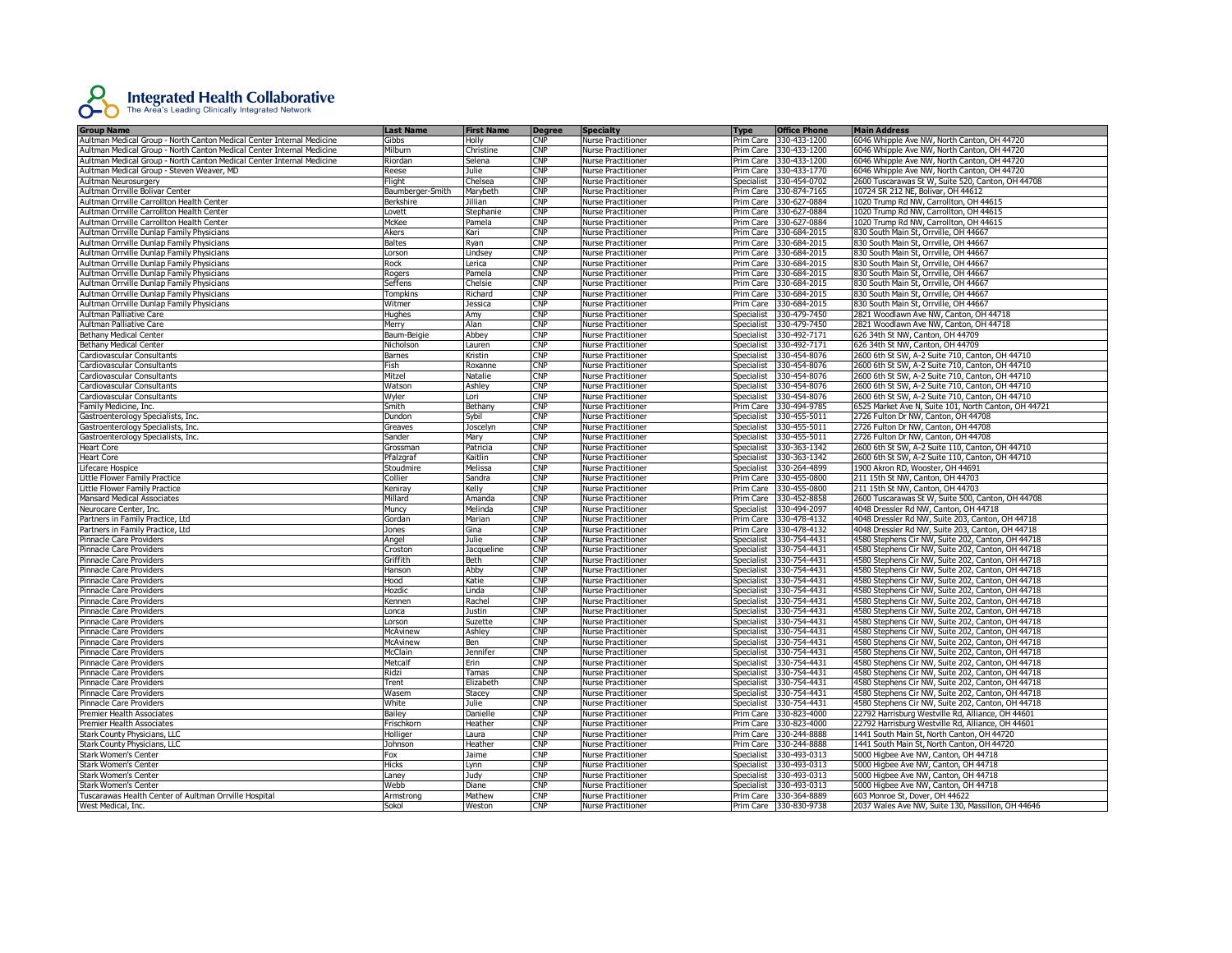**Integrated Health Collaborative**
The Area's Leading Clinically Integrated Network

| Group Name | Last Name | First Name | Degree | Specialty | Type | Office Phone | Main Address |
|---|---|---|---|---|---|---|---|
| Aultman Medical Group - North Canton Medical Center Internal Medicine | Gibbs | Holly | CNP | Nurse Practitioner | Prim Care | 330-433-1200 | 6046 Whipple Ave NW, North Canton, OH 44720 |
| Aultman Medical Group - North Canton Medical Center Internal Medicine | Milburn | Christine | CNP | Nurse Practitioner | Prim Care | 330-433-1200 | 6046 Whipple Ave NW, North Canton, OH 44720 |
| Aultman Medical Group - North Canton Medical Center Internal Medicine | Riordan | Selena | CNP | Nurse Practitioner | Prim Care | 330-433-1200 | 6046 Whipple Ave NW, North Canton, OH 44720 |
| Aultman Medical Group - Steven Weaver, MD | Reese | Julie | CNP | Nurse Practitioner | Prim Care | 330-433-1770 | 6046 Whipple Ave NW, North Canton, OH 44720 |
| Aultman Neurosurgery | Flight | Chelsea | CNP | Nurse Practitioner | Specialist | 330-454-0702 | 2600 Tuscarawas St W, Suite 520, Canton, OH 44708 |
| Aultman Orrville Bolivar Center | Baumberger-Smith | Marybeth | CNP | Nurse Practitioner | Prim Care | 330-874-7165 | 10724 SR 212 NE, Bolivar, OH 44612 |
| Aultman Orrville Carrollton Health Center | Berkshire | Jillian | CNP | Nurse Practitioner | Prim Care | 330-627-0884 | 1020 Trump Rd NW, Carrollton, OH 44615 |
| Aultman Orrville Carrollton Health Center | Lovett | Stephanie | CNP | Nurse Practitioner | Prim Care | 330-627-0884 | 1020 Trump Rd NW, Carrollton, OH 44615 |
| Aultman Orrville Carrollton Health Center | McKee | Pamela | CNP | Nurse Practitioner | Prim Care | 330-627-0884 | 1020 Trump Rd NW, Carrollton, OH 44615 |
| Aultman Orrville Dunlap Family Physicians | Akers | Kari | CNP | Nurse Practitioner | Prim Care | 330-684-2015 | 830 South Main St, Orrville, OH 44667 |
| Aultman Orrville Dunlap Family Physicians | Baltes | Ryan | CNP | Nurse Practitioner | Prim Care | 330-684-2015 | 830 South Main St, Orrville, OH 44667 |
| Aultman Orrville Dunlap Family Physicians | Lorson | Lindsey | CNP | Nurse Practitioner | Prim Care | 330-684-2015 | 830 South Main St, Orrville, OH 44667 |
| Aultman Orrville Dunlap Family Physicians | Rock | Lerica | CNP | Nurse Practitioner | Prim Care | 330-684-2015 | 830 South Main St, Orrville, OH 44667 |
| Aultman Orrville Dunlap Family Physicians | Rogers | Pamela | CNP | Nurse Practitioner | Prim Care | 330-684-2015 | 830 South Main St, Orrville, OH 44667 |
| Aultman Orrville Dunlap Family Physicians | Seffens | Chelsie | CNP | Nurse Practitioner | Prim Care | 330-684-2015 | 830 South Main St, Orrville, OH 44667 |
| Aultman Orrville Dunlap Family Physicians | Tompkins | Richard | CNP | Nurse Practitioner | Prim Care | 330-684-2015 | 830 South Main St, Orrville, OH 44667 |
| Aultman Orrville Dunlap Family Physicians | Witmer | Jessica | CNP | Nurse Practitioner | Prim Care | 330-684-2015 | 830 South Main St, Orrville, OH 44667 |
| Aultman Palliative Care | Hughes | Amy | CNP | Nurse Practitioner | Specialist | 330-479-7450 | 2821 Woodlawn Ave NW, Canton, OH 44718 |
| Aultman Palliative Care | Merry | Alan | CNP | Nurse Practitioner | Specialist | 330-479-7450 | 2821 Woodlawn Ave NW, Canton, OH 44718 |
| Bethany Medical Center | Baum-Beigie | Abbey | CNP | Nurse Practitioner | Specialist | 330-492-7171 | 626 34th St NW, Canton, OH 44709 |
| Bethany Medical Center | Nicholson | Lauren | CNP | Nurse Practitioner | Specialist | 330-492-7171 | 626 34th St NW, Canton, OH 44709 |
| Cardiovascular Consultants | Barnes | Kristin | CNP | Nurse Practitioner | Specialist | 330-454-8076 | 2600 6th St SW, A-2 Suite 710, Canton, OH 44710 |
| Cardiovascular Consultants | Fish | Roxanne | CNP | Nurse Practitioner | Specialist | 330-454-8076 | 2600 6th St SW, A-2 Suite 710, Canton, OH 44710 |
| Cardiovascular Consultants | Mitzel | Natalie | CNP | Nurse Practitioner | Specialist | 330-454-8076 | 2600 6th St SW, A-2 Suite 710, Canton, OH 44710 |
| Cardiovascular Consultants | Watson | Ashley | CNP | Nurse Practitioner | Specialist | 330-454-8076 | 2600 6th St SW, A-2 Suite 710, Canton, OH 44710 |
| Cardiovascular Consultants | Wyler | Lori | CNP | Nurse Practitioner | Specialist | 330-454-8076 | 2600 6th St SW, A-2 Suite 710, Canton, OH 44710 |
| Family Medicine, Inc. | Smith | Bethany | CNP | Nurse Practitioner | Prim Care | 330-494-9785 | 6525 Market Ave N, Suite 101, North Canton, OH 44721 |
| Gastroenterology Specialists, Inc. | Dundon | Sybil | CNP | Nurse Practitioner | Specialist | 330-455-5011 | 2726 Fulton Dr NW, Canton, OH 44708 |
| Gastroenterology Specialists, Inc. | Greaves | Joscelyn | CNP | Nurse Practitioner | Specialist | 330-455-5011 | 2726 Fulton Dr NW, Canton, OH 44708 |
| Gastroenterology Specialists, Inc. | Sander | Mary | CNP | Nurse Practitioner | Specialist | 330-455-5011 | 2726 Fulton Dr NW, Canton, OH 44708 |
| Heart Core | Grossman | Patricia | CNP | Nurse Practitioner | Specialist | 330-363-1342 | 2600 6th St SW, A-2 Suite 110, Canton, OH 44710 |
| Heart Core | Pfalzgraf | Kaitlin | CNP | Nurse Practitioner | Specialist | 330-363-1342 | 2600 6th St SW, A-2 Suite 110, Canton, OH 44710 |
| Lifecare Hospice | Stoudmire | Melissa | CNP | Nurse Practitioner | Specialist | 330-264-4899 | 1900 Akron RD, Wooster, OH 44691 |
| Little Flower Family Practice | Collier | Sandra | CNP | Nurse Practitioner | Prim Care | 330-455-0800 | 211 15th St NW, Canton, OH 44703 |
| Little Flower Family Practice | Keniray | Kelly | CNP | Nurse Practitioner | Prim Care | 330-455-0800 | 211 15th St NW, Canton, OH 44703 |
| Mansard Medical Associates | Millard | Amanda | CNP | Nurse Practitioner | Prim Care | 330-452-8858 | 2600 Tuscarawas St W, Suite 500, Canton, OH 44708 |
| Neurocare Center, Inc. | Muncy | Melinda | CNP | Nurse Practitioner | Specialist | 330-494-2097 | 4048 Dressler Rd NW, Canton, OH 44718 |
| Partners in Family Practice, Ltd | Gordan | Marian | CNP | Nurse Practitioner | Prim Care | 330-478-4132 | 4048 Dressler Rd NW, Suite 203, Canton, OH 44718 |
| Partners in Family Practice, Ltd | Jones | Gina | CNP | Nurse Practitioner | Prim Care | 330-478-4132 | 4048 Dressler Rd NW, Suite 203, Canton, OH 44718 |
| Pinnacle Care Providers | Angel | Julie | CNP | Nurse Practitioner | Specialist | 330-754-4431 | 4580 Stephens Cir NW, Suite 202, Canton, OH 44718 |
| Pinnacle Care Providers | Croston | Jacqueline | CNP | Nurse Practitioner | Specialist | 330-754-4431 | 4580 Stephens Cir NW, Suite 202, Canton, OH 44718 |
| Pinnacle Care Providers | Griffith | Beth | CNP | Nurse Practitioner | Specialist | 330-754-4431 | 4580 Stephens Cir NW, Suite 202, Canton, OH 44718 |
| Pinnacle Care Providers | Hanson | Abby | CNP | Nurse Practitioner | Specialist | 330-754-4431 | 4580 Stephens Cir NW, Suite 202, Canton, OH 44718 |
| Pinnacle Care Providers | Hood | Katie | CNP | Nurse Practitioner | Specialist | 330-754-4431 | 4580 Stephens Cir NW, Suite 202, Canton, OH 44718 |
| Pinnacle Care Providers | Hozdic | Linda | CNP | Nurse Practitioner | Specialist | 330-754-4431 | 4580 Stephens Cir NW, Suite 202, Canton, OH 44718 |
| Pinnacle Care Providers | Kennen | Rachel | CNP | Nurse Practitioner | Specialist | 330-754-4431 | 4580 Stephens Cir NW, Suite 202, Canton, OH 44718 |
| Pinnacle Care Providers | Lonca | Justin | CNP | Nurse Practitioner | Specialist | 330-754-4431 | 4580 Stephens Cir NW, Suite 202, Canton, OH 44718 |
| Pinnacle Care Providers | Lorson | Suzette | CNP | Nurse Practitioner | Specialist | 330-754-4431 | 4580 Stephens Cir NW, Suite 202, Canton, OH 44718 |
| Pinnacle Care Providers | McAvinew | Ashley | CNP | Nurse Practitioner | Specialist | 330-754-4431 | 4580 Stephens Cir NW, Suite 202, Canton, OH 44718 |
| Pinnacle Care Providers | McAvinew | Ben | CNP | Nurse Practitioner | Specialist | 330-754-4431 | 4580 Stephens Cir NW, Suite 202, Canton, OH 44718 |
| Pinnacle Care Providers | McClain | Jennifer | CNP | Nurse Practitioner | Specialist | 330-754-4431 | 4580 Stephens Cir NW, Suite 202, Canton, OH 44718 |
| Pinnacle Care Providers | Metcalf | Erin | CNP | Nurse Practitioner | Specialist | 330-754-4431 | 4580 Stephens Cir NW, Suite 202, Canton, OH 44718 |
| Pinnacle Care Providers | Ridzi | Tamas | CNP | Nurse Practitioner | Specialist | 330-754-4431 | 4580 Stephens Cir NW, Suite 202, Canton, OH 44718 |
| Pinnacle Care Providers | Trent | Elizabeth | CNP | Nurse Practitioner | Specialist | 330-754-4431 | 4580 Stephens Cir NW, Suite 202, Canton, OH 44718 |
| Pinnacle Care Providers | Wasem | Stacey | CNP | Nurse Practitioner | Specialist | 330-754-4431 | 4580 Stephens Cir NW, Suite 202, Canton, OH 44718 |
| Pinnacle Care Providers | White | Julie | CNP | Nurse Practitioner | Specialist | 330-754-4431 | 4580 Stephens Cir NW, Suite 202, Canton, OH 44718 |
| Premier Health Associates | Bailey | Danielle | CNP | Nurse Practitioner | Prim Care | 330-823-4000 | 22792 Harrisburg Westville Rd, Alliance, OH 44601 |
| Premier Health Associates | Frischkorn | Heather | CNP | Nurse Practitioner | Prim Care | 330-823-4000 | 22792 Harrisburg Westville Rd, Alliance, OH 44601 |
| Stark County Physicians, LLC | Holliger | Laura | CNP | Nurse Practitioner | Prim Care | 330-244-8888 | 1441 South Main St, North Canton, OH 44720 |
| Stark County Physicians, LLC | Johnson | Heather | CNP | Nurse Practitioner | Prim Care | 330-244-8888 | 1441 South Main St, North Canton, OH 44720 |
| Stark Women's Center | Fox | Jaime | CNP | Nurse Practitioner | Specialist | 330-493-0313 | 5000 Higbee Ave NW, Canton, OH 44718 |
| Stark Women's Center | Hicks | Lynn | CNP | Nurse Practitioner | Specialist | 330-493-0313 | 5000 Higbee Ave NW, Canton, OH 44718 |
| Stark Women's Center | Laney | Judy | CNP | Nurse Practitioner | Specialist | 330-493-0313 | 5000 Higbee Ave NW, Canton, OH 44718 |
| Stark Women's Center | Webb | Diane | CNP | Nurse Practitioner | Specialist | 330-493-0313 | 5000 Higbee Ave NW, Canton, OH 44718 |
| Tuscarawas Health Center of Aultman Orrville Hospital | Armstrong | Mathew | CNP | Nurse Practitioner | Prim Care | 330-364-8889 | 603 Monroe St, Dover, OH 44622 |
| West Medical, Inc. | Sokol | Weston | CNP | Nurse Practitioner | Prim Care | 330-830-9738 | 2037 Wales Ave NW, Suite 130, Massillon, OH 44646 |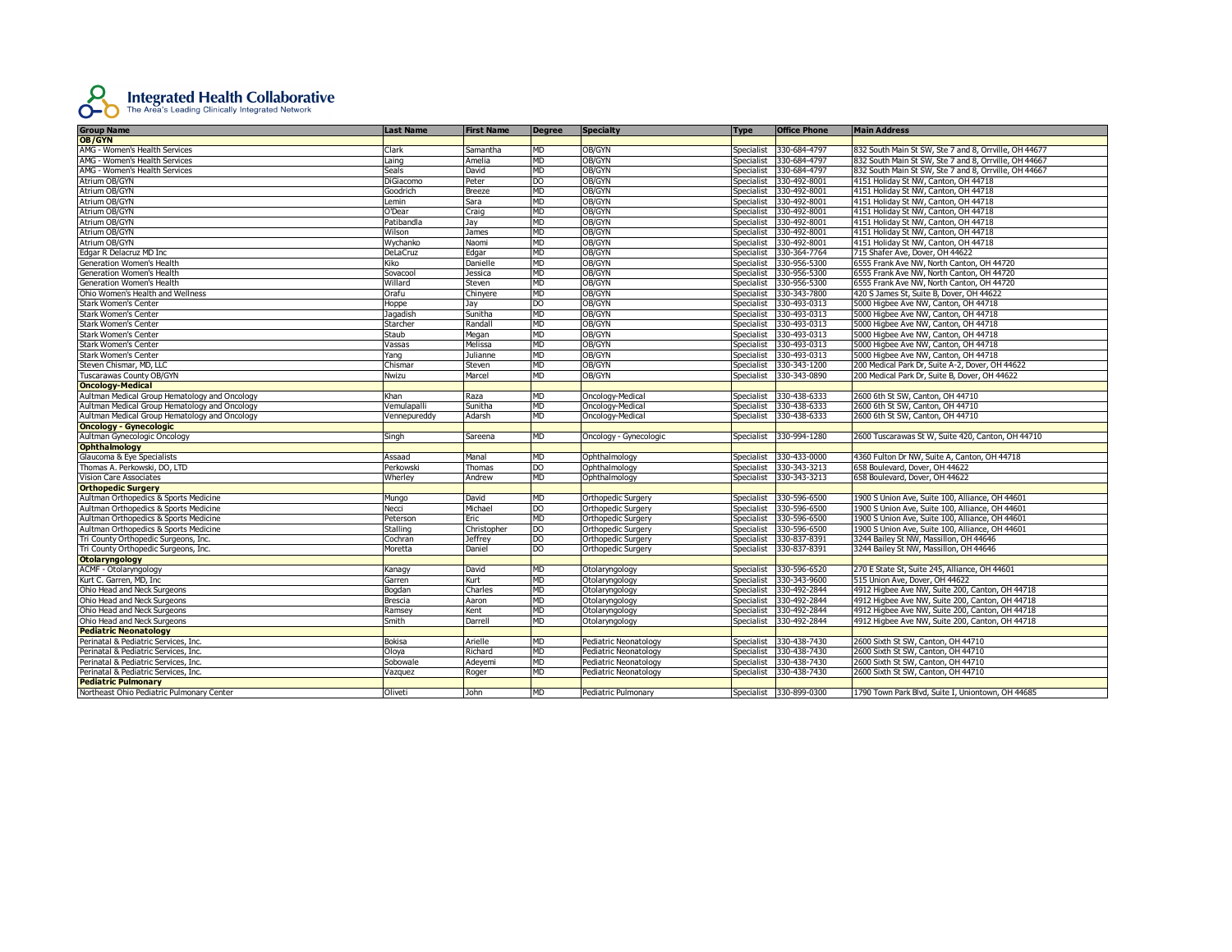# Integrated Health Collaborative

The Area's Leading Clinically Integrated Network

| Group Name | Last Name | First Name | Degree | Specialty | Type | Office Phone | Main Address |
|---|---|---|---|---|---|---|---|
| **OB/GYN** | | | | | | | |
| AMG - Women's Health Services | Clark | Samantha | MD | OB/GYN | Specialist | 330-684-4797 | 832 South Main St SW, Ste 7 and 8, Orrville, OH 44677 |
| AMG - Women's Health Services | Laing | Amelia | MD | OB/GYN | Specialist | 330-684-4797 | 832 South Main St SW, Ste 7 and 8, Orrville, OH 44667 |
| AMG - Women's Health Services | Seals | David | MD | OB/GYN | Specialist | 330-684-4797 | 832 South Main St SW, Ste 7 and 8, Orrville, OH 44667 |
| Atrium OB/GYN | DiGiacomo | Peter | DO | OB/GYN | Specialist | 330-492-8001 | 4151 Holiday St NW, Canton, OH 44718 |
| Atrium OB/GYN | Goodrich | Breeze | MD | OB/GYN | Specialist | 330-492-8001 | 4151 Holiday St NW, Canton, OH 44718 |
| Atrium OB/GYN | Lemin | Sara | MD | OB/GYN | Specialist | 330-492-8001 | 4151 Holiday St NW, Canton, OH 44718 |
| Atrium OB/GYN | O'Dear | Craig | MD | OB/GYN | Specialist | 330-492-8001 | 4151 Holiday St NW, Canton, OH 44718 |
| Atrium OB/GYN | Patibandla | Jay | MD | OB/GYN | Specialist | 330-492-8001 | 4151 Holiday St NW, Canton, OH 44718 |
| Atrium OB/GYN | Wilson | James | MD | OB/GYN | Specialist | 330-492-8001 | 4151 Holiday St NW, Canton, OH 44718 |
| Atrium OB/GYN | Wychanko | Naomi | MD | OB/GYN | Specialist | 330-492-8001 | 4151 Holiday St NW, Canton, OH 44718 |
| Edgar R Delacruz MD Inc | DeLaCruz | Edgar | MD | OB/GYN | Specialist | 330-364-7764 | 715 Shafer Ave, Dover, OH 44622 |
| Generation Women's Health | Kiko | Danielle | MD | OB/GYN | Specialist | 330-956-5300 | 6555 Frank Ave NW, North Canton, OH 44720 |
| Generation Women's Health | Sovacool | Jessica | MD | OB/GYN | Specialist | 330-956-5300 | 6555 Frank Ave NW, North Canton, OH 44720 |
| Generation Women's Health | Willard | Steven | MD | OB/GYN | Specialist | 330-956-5300 | 6555 Frank Ave NW, North Canton, OH 44720 |
| Ohio Women's Health and Wellness | Orafu | Chinyere | MD | OB/GYN | Specialist | 330-343-7800 | 420 S James St, Suite B, Dover, OH 44622 |
| Stark Women's Center | Hoppe | Jay | DO | OB/GYN | Specialist | 330-493-0313 | 5000 Higbee Ave NW, Canton, OH 44718 |
| Stark Women's Center | Jagadish | Sunitha | MD | OB/GYN | Specialist | 330-493-0313 | 5000 Higbee Ave NW, Canton, OH 44718 |
| Stark Women's Center | Starcher | Randall | MD | OB/GYN | Specialist | 330-493-0313 | 5000 Higbee Ave NW, Canton, OH 44718 |
| Stark Women's Center | Staub | Megan | MD | OB/GYN | Specialist | 330-493-0313 | 5000 Higbee Ave NW, Canton, OH 44718 |
| Stark Women's Center | Vassas | Melissa | MD | OB/GYN | Specialist | 330-493-0313 | 5000 Higbee Ave NW, Canton, OH 44718 |
| Stark Women's Center | Yang | Julianne | MD | OB/GYN | Specialist | 330-493-0313 | 5000 Higbee Ave NW, Canton, OH 44718 |
| Steven Chismar, MD, LLC | Chismar | Steven | MD | OB/GYN | Specialist | 330-343-1200 | 200 Medical Park Dr, Suite A-2, Dover, OH 44622 |
| Tuscarawas County OB/GYN | Nwizu | Marcel | MD | OB/GYN | Specialist | 330-343-0890 | 200 Medical Park Dr, Suite B, Dover, OH 44622 |
| **Oncology-Medical** | | | | | | | |
| Aultman Medical Group Hematology and Oncology | Khan | Raza | MD | Oncology-Medical | Specialist | 330-438-6333 | 2600 6th St SW, Canton, OH 44710 |
| Aultman Medical Group Hematology and Oncology | Vemulapalli | Sunitha | MD | Oncology-Medical | Specialist | 330-438-6333 | 2600 6th St SW, Canton, OH 44710 |
| Aultman Medical Group Hematology and Oncology | Vennepureddy | Adarsh | MD | Oncology-Medical | Specialist | 330-438-6333 | 2600 6th St SW, Canton, OH 44710 |
| **Oncology - Gynecologic** | | | | | | | |
| Aultman Gynecologic Oncology | Singh | Sareena | MD | Oncology - Gynecologic | Specialist | 330-994-1280 | 2600 Tuscarawas St W, Suite 420, Canton, OH 44710 |
| **Ophthalmology** | | | | | | | |
| Glaucoma & Eye Specialists | Assaad | Manal | MD | Ophthalmology | Specialist | 330-433-0000 | 4360 Fulton Dr NW, Suite A, Canton, OH 44718 |
| Thomas A. Perkowski, DO, LTD | Perkowski | Thomas | DO | Ophthalmology | Specialist | 330-343-3213 | 658 Boulevard, Dover, OH 44622 |
| Vision Care Associates | Wherley | Andrew | MD | Ophthalmology | Specialist | 330-343-3213 | 658 Boulevard, Dover, OH 44622 |
| **Orthopedic Surgery** | | | | | | | |
| Aultman Orthopedics & Sports Medicine | Mungo | David | MD | Orthopedic Surgery | Specialist | 330-596-6500 | 1900 S Union Ave, Suite 100, Alliance, OH 44601 |
| Aultman Orthopedics & Sports Medicine | Necci | Michael | DO | Orthopedic Surgery | Specialist | 330-596-6500 | 1900 S Union Ave, Suite 100, Alliance, OH 44601 |
| Aultman Orthopedics & Sports Medicine | Peterson | Eric | MD | Orthopedic Surgery | Specialist | 330-596-6500 | 1900 S Union Ave, Suite 100, Alliance, OH 44601 |
| Aultman Orthopedics & Sports Medicine | Stalling | Christopher | DO | Orthopedic Surgery | Specialist | 330-596-6500 | 1900 S Union Ave, Suite 100, Alliance, OH 44601 |
| Tri County Orthopedic Surgeons, Inc. | Cochran | Jeffrey | DO | Orthopedic Surgery | Specialist | 330-837-8391 | 3244 Bailey St NW, Massillon, OH 44646 |
| Tri County Orthopedic Surgeons, Inc. | Moretta | Daniel | DO | Orthopedic Surgery | Specialist | 330-837-8391 | 3244 Bailey St NW, Massillon, OH 44646 |
| **Otolaryngology** | | | | | | | |
| ACMF - Otolaryngology | Kanagy | David | MD | Otolaryngology | Specialist | 330-596-6520 | 270 E State St, Suite 245, Alliance, OH 44601 |
| Kurt C. Garren, MD, Inc | Garren | Kurt | MD | Otolaryngology | Specialist | 330-343-9600 | 515 Union Ave, Dover, OH 44622 |
| Ohio Head and Neck Surgeons | Bogdan | Charles | MD | Otolaryngology | Specialist | 330-492-2844 | 4912 Higbee Ave NW, Suite 200, Canton, OH 44718 |
| Ohio Head and Neck Surgeons | Brescia | Aaron | MD | Otolaryngology | Specialist | 330-492-2844 | 4912 Higbee Ave NW, Suite 200, Canton, OH 44718 |
| Ohio Head and Neck Surgeons | Ramsey | Kent | MD | Otolaryngology | Specialist | 330-492-2844 | 4912 Higbee Ave NW, Suite 200, Canton, OH 44718 |
| Ohio Head and Neck Surgeons | Smith | Darrell | MD | Otolaryngology | Specialist | 330-492-2844 | 4912 Higbee Ave NW, Suite 200, Canton, OH 44718 |
| **Pediatric Neonatology** | | | | | | | |
| Perinatal & Pediatric Services, Inc. | Bokisa | Arielle | MD | Pediatric Neonatology | Specialist | 330-438-7430 | 2600 Sixth St SW, Canton, OH 44710 |
| Perinatal & Pediatric Services, Inc. | Oloya | Richard | MD | Pediatric Neonatology | Specialist | 330-438-7430 | 2600 Sixth St SW, Canton, OH 44710 |
| Perinatal & Pediatric Services, Inc. | Sobowale | Adeyemi | MD | Pediatric Neonatology | Specialist | 330-438-7430 | 2600 Sixth St SW, Canton, OH 44710 |
| Perinatal & Pediatric Services, Inc. | Vazquez | Roger | MD | Pediatric Neonatology | Specialist | 330-438-7430 | 2600 Sixth St SW, Canton, OH 44710 |
| **Pediatric Pulmonary** | | | | | | | |
| Northeast Ohio Pediatric Pulmonary Center | Oliveti | John | MD | Pediatric Pulmonary | Specialist | 330-899-0300 | 1790 Town Park Blvd, Suite I, Uniontown, OH 44685 |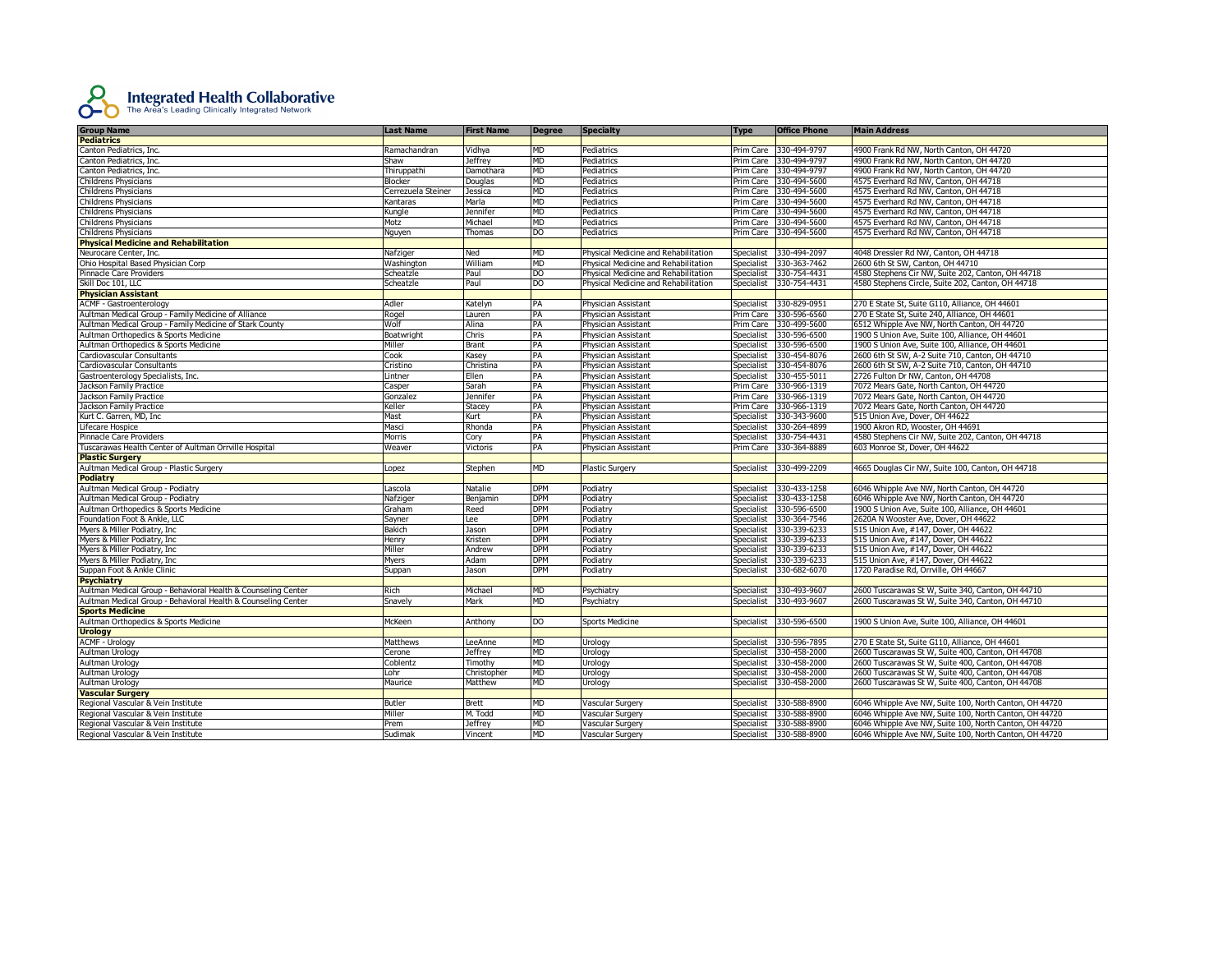**Integrated Health Collaborative**
The Area's Leading Clinically Integrated Network

| Group Name | Last Name | First Name | Degree | Specialty | Type | Office Phone | Main Address |
|---|---|---|---|---|---|---|---|
| **Pediatrics** | | | | | | | |
| Canton Pediatrics, Inc. | Ramachandran | Vidhya | MD | Pediatrics | Prim Care | 330-494-9797 | 4900 Frank Rd NW, North Canton, OH 44720 |
| Canton Pediatrics, Inc. | Shaw | Jeffrey | MD | Pediatrics | Prim Care | 330-494-9797 | 4900 Frank Rd NW, North Canton, OH 44720 |
| Canton Pediatrics, Inc. | Thiruppathi | Damothara | MD | Pediatrics | Prim Care | 330-494-9797 | 4900 Frank Rd NW, North Canton, OH 44720 |
| Childrens Physicians | Blocker | Douglas | MD | Pediatrics | Prim Care | 330-494-5600 | 4575 Everhard Rd NW, Canton, OH 44718 |
| Childrens Physicians | Cerrezuela Steiner | Jessica | MD | Pediatrics | Prim Care | 330-494-5600 | 4575 Everhard Rd NW, Canton, OH 44718 |
| Childrens Physicians | Kantaras | Marla | MD | Pediatrics | Prim Care | 330-494-5600 | 4575 Everhard Rd NW, Canton, OH 44718 |
| Childrens Physicians | Kungle | Jennifer | MD | Pediatrics | Prim Care | 330-494-5600 | 4575 Everhard Rd NW, Canton, OH 44718 |
| Childrens Physicians | Motz | Michael | MD | Pediatrics | Prim Care | 330-494-5600 | 4575 Everhard Rd NW, Canton, OH 44718 |
| Childrens Physicians | Nguyen | Thomas | DO | Pediatrics | Prim Care | 330-494-5600 | 4575 Everhard Rd NW, Canton, OH 44718 |
| **Physical Medicine and Rehabilitation** | | | | | | | |
| Neurocare Center, Inc. | Nafziger | Ned | MD | Physical Medicine and Rehabilitation | Specialist | 330-494-2097 | 4048 Dressler Rd NW, Canton, OH 44718 |
| Ohio Hospital Based Physician Corp | Washington | William | MD | Physical Medicine and Rehabilitation | Specialist | 330-363-7462 | 2600 6th St SW, Canton, OH 44710 |
| Pinnacle Care Providers | Scheatzle | Paul | DO | Physical Medicine and Rehabilitation | Specialist | 330-754-4431 | 4580 Stephens Cir NW, Suite 202, Canton, OH 44718 |
| Skill Doc 101, LLC | Scheatzle | Paul | DO | Physical Medicine and Rehabilitation | Specialist | 330-754-4431 | 4580 Stephens Circle, Suite 202, Canton, OH 44718 |
| **Physician Assistant** | | | | | | | |
| ACMF - Gastroenterology | Adler | Katelyn | PA | Physician Assistant | Specialist | 330-829-0951 | 270 E State St, Suite G110, Alliance, OH 44601 |
| Aultman Medical Group - Family Medicine of Alliance | Rogel | Lauren | PA | Physician Assistant | Prim Care | 330-596-6560 | 270 E State St, Suite 240, Alliance, OH 44601 |
| Aultman Medical Group - Family Medicine of Stark County | Wolf | Alina | PA | Physician Assistant | Prim Care | 330-499-5600 | 6512 Whipple Ave NW, North Canton, OH 44720 |
| Aultman Orthopedics & Sports Medicine | Boatwright | Chris | PA | Physician Assistant | Specialist | 330-596-6500 | 1900 S Union Ave, Suite 100, Alliance, OH 44601 |
| Aultman Orthopedics & Sports Medicine | Miller | Brant | PA | Physician Assistant | Specialist | 330-596-6500 | 1900 S Union Ave, Suite 100, Alliance, OH 44601 |
| Cardiovascular Consultants | Cook | Kasey | PA | Physician Assistant | Specialist | 330-454-8076 | 2600 6th St SW, A-2 Suite 710, Canton, OH 44710 |
| Cardiovascular Consultants | Cristino | Christina | PA | Physician Assistant | Specialist | 330-454-8076 | 2600 6th St SW, A-2 Suite 710, Canton, OH 44710 |
| Gastroenterology Specialists, Inc. | Lintner | Ellen | PA | Physician Assistant | Specialist | 330-455-5011 | 2726 Fulton Dr NW, Canton, OH 44708 |
| Jackson Family Practice | Casper | Sarah | PA | Physician Assistant | Prim Care | 330-966-1319 | 7072 Mears Gate, North Canton, OH 44720 |
| Jackson Family Practice | Gonzalez | Jennifer | PA | Physician Assistant | Prim Care | 330-966-1319 | 7072 Mears Gate, North Canton, OH 44720 |
| Jackson Family Practice | Keller | Stacey | PA | Physician Assistant | Prim Care | 330-966-1319 | 7072 Mears Gate, North Canton, OH 44720 |
| Kurt C. Garren, MD, Inc | Mast | Kurt | PA | Physician Assistant | Specialist | 330-343-9600 | 515 Union Ave, Dover, OH 44622 |
| Lifecare Hospice | Masci | Rhonda | PA | Physician Assistant | Specialist | 330-264-4899 | 1900 Akron RD, Wooster, OH 44691 |
| Pinnacle Care Providers | Morris | Cory | PA | Physician Assistant | Specialist | 330-754-4431 | 4580 Stephens Cir NW, Suite 202, Canton, OH 44718 |
| Tuscarawas Health Center of Aultman Orrville Hospital | Weaver | Victoria | PA | Physician Assistant | Prim Care | 330-364-8889 | 603 Monroe St, Dover, OH 44622 |
| **Plastic Surgery** | | | | | | | |
| Aultman Medical Group - Plastic Surgery | Lopez | Stephen | MD | Plastic Surgery | Specialist | 330-499-2209 | 4665 Douglas Cir NW, Suite 100, Canton, OH 44718 |
| **Podiatry** | | | | | | | |
| Aultman Medical Group - Podiatry | Lascola | Natalie | DPM | Podiatry | Specialist | 330-433-1258 | 6046 Whipple Ave NW, North Canton, OH 44720 |
| Aultman Medical Group - Podiatry | Nafziger | Benjamin | DPM | Podiatry | Specialist | 330-433-1258 | 6046 Whipple Ave NW, North Canton, OH 44720 |
| Aultman Orthopedics & Sports Medicine | Graham | Reed | DPM | Podiatry | Specialist | 330-596-6500 | 1900 S Union Ave, Suite 100, Alliance, OH 44601 |
| Foundation Foot & Ankle, LLC | Sayner | Lee | DPM | Podiatry | Specialist | 330-364-7546 | 2620A N Wooster Ave, Dover, OH 44622 |
| Myers & Miller Podiatry, Inc | Bakich | Jason | DPM | Podiatry | Specialist | 330-339-6233 | 515 Union Ave, #147, Dover, OH 44622 |
| Myers & Miller Podiatry, Inc | Henry | Kristen | DPM | Podiatry | Specialist | 330-339-6233 | 515 Union Ave, #147, Dover, OH 44622 |
| Myers & Miller Podiatry, Inc | Miller | Andrew | DPM | Podiatry | Specialist | 330-339-6233 | 515 Union Ave, #147, Dover, OH 44622 |
| Myers & Miller Podiatry, Inc | Myers | Adam | DPM | Podiatry | Specialist | 330-339-6233 | 515 Union Ave, #147, Dover, OH 44622 |
| Suppan Foot & Ankle Clinic | Suppan | Jason | DPM | Podiatry | Specialist | 330-682-6070 | 1720 Paradise Rd, Orrville, OH 44667 |
| **Psychiatry** | | | | | | | |
| Aultman Medical Group - Behavioral Health & Counseling Center | Rich | Michael | MD | Psychiatry | Specialist | 330-493-9607 | 2600 Tuscarawas St W, Suite 340, Canton, OH 44710 |
| Aultman Medical Group - Behavioral Health & Counseling Center | Snavely | Mark | MD | Psychiatry | Specialist | 330-493-9607 | 2600 Tuscarawas St W, Suite 340, Canton, OH 44710 |
| **Sports Medicine** | | | | | | | |
| Aultman Orthopedics & Sports Medicine | McKeen | Anthony | DO | Sports Medicine | Specialist | 330-596-6500 | 1900 S Union Ave, Suite 100, Alliance, OH 44601 |
| **Urology** | | | | | | | |
| ACMF - Urology | Matthews | LeeAnne | MD | Urology | Specialist | 330-596-7895 | 270 E State St, Suite G110, Alliance, OH 44601 |
| Aultman Urology | Cerone | Jeffrey | MD | Urology | Specialist | 330-458-2000 | 2600 Tuscarawas St W, Suite 400, Canton, OH 44708 |
| Aultman Urology | Coblentz | Timothy | MD | Urology | Specialist | 330-458-2000 | 2600 Tuscarawas St W, Suite 400, Canton, OH 44708 |
| Aultman Urology | Lohr | Christopher | MD | Urology | Specialist | 330-458-2000 | 2600 Tuscarawas St W, Suite 400, Canton, OH 44708 |
| Aultman Urology | Maurice | Matthew | MD | Urology | Specialist | 330-458-2000 | 2600 Tuscarawas St W, Suite 400, Canton, OH 44708 |
| **Vascular Surgery** | | | | | | | |
| Regional Vascular & Vein Institute | Butler | Brett | MD | Vascular Surgery | Specialist | 330-588-8900 | 6046 Whipple Ave NW, Suite 100, North Canton, OH 44720 |
| Regional Vascular & Vein Institute | Miller | M. Todd | MD | Vascular Surgery | Specialist | 330-588-8900 | 6046 Whipple Ave NW, Suite 100, North Canton, OH 44720 |
| Regional Vascular & Vein Institute | Prem | Jeffrey | MD | Vascular Surgery | Specialist | 330-588-8900 | 6046 Whipple Ave NW, Suite 100, North Canton, OH 44720 |
| Regional Vascular & Vein Institute | Sudimak | Vincent | MD | Vascular Surgery | Specialist | 330-588-8900 | 6046 Whipple Ave NW, Suite 100, North Canton, OH 44720 |